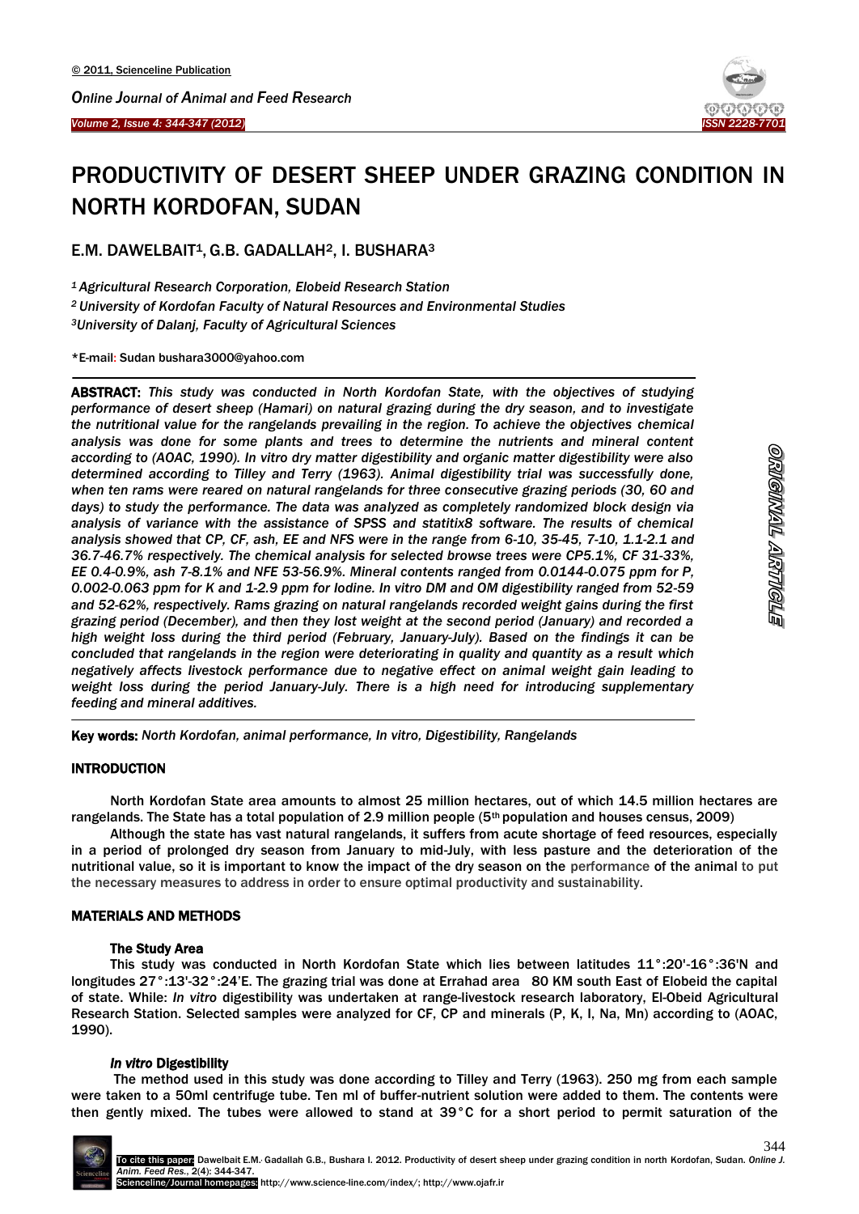# PRODUCTIVITY OF DESERT SHEEP UNDER GRAZING CONDITION IN NORTH KORDOFAN, SUDAN

E.M. DAWELBAIT[1], G.B. GADALLAH[2], I. BUSHARA[3]

[1] *Agricultural Research Corporation, Elobeid Research Station*

[2] *University of Kordofan Faculty of Natural Resources and Environmental Studies*

[3] *University of Dalanj, Faculty of Agricultural Sciences*

*E-mail: Sudan bushara3000@yahoo.com

**ABSTRACT:** *This study was conducted in North Kordofan State, with the objectives of studying performance of desert sheep (Hamari) on natural grazing during the dry season, and to investigate the nutritional value for the rangelands prevailing in the region. To achieve the objectives chemical analysis was done for some plants and trees to determine the nutrients and mineral content according to (AOAC, 1990). In vitro dry matter digestibility and organic matter digestibility were also determined according to Tilley and Terry (1963). Animal digestibility trial was successfully done, when ten rams were reared on natural rangelands for three consecutive grazing periods (30, 60 and days) to study the performance. The data was analyzed as completely randomized block design via analysis of variance with the assistance of SPSS and statitix8 software. The results of chemical analysis showed that CP, CF, ash, EE and NFS were in the range from 6-10, 35-45, 7-10, 1.1-2.1 and 36.7-46.7% respectively. The chemical analysis for selected browse trees were CP5.1%, CF 31-33%, EE 0.4-0.9%, ash 7-8.1% and NFE 53-56.9%. Mineral contents ranged from 0.0144-0.075 ppm for P, 0.002-0.063 ppm for K and 1-2.9 ppm for Iodine. In vitro DM and OM digestibility ranged from 52-59 and 52-62%, respectively. Rams grazing on natural rangelands recorded weight gains during the first grazing period (December), and then they lost weight at the second period (January) and recorded a high weight loss during the third period (February, January-July). Based on the findings it can be concluded that rangelands in the region were deteriorating in quality and quantity as a result which negatively affects livestock performance due to negative effect on animal weight gain leading to weight loss during the period January-July. There is a high need for introducing supplementary feeding and mineral additives.*

**Key words:** *North Kordofan, animal performance, In vitro, Digestibility, Rangelands*

ORIGINAL ARTICLE

## INTRODUCTION

North Kordofan State area amounts to almost 25 million hectares, out of which 14.5 million hectares are rangelands. The State has a total population of 2.9 million people (5th population and houses census, 2009)

Although the state has vast natural rangelands, it suffers from acute shortage of feed resources, especially in a period of prolonged dry season from January to mid-July, with less pasture and the deterioration of the nutritional value, so it is important to know the impact of the dry season on the performance of the animal to put the necessary measures to address in order to ensure optimal productivity and sustainability.

## MATERIALS AND METHODS

### The Study Area

This study was conducted in North Kordofan State which lies between latitudes 11°:20'-16°:36'N and longitudes 27°:13'-32°:24'E. The grazing trial was done at Errahad area 80 KM south East of Elobeid the capital of state. While: *In vitro* digestibility was undertaken at range-livestock research laboratory, El-Obeid Agricultural Research Station. Selected samples were analyzed for CF, CP and minerals (P, K, I, Na, Mn) according to (AOAC, 1990).

### *In vitro* Digestibility

The method used in this study was done according to Tilley and Terry (1963). 250 mg from each sample were taken to a 50ml centrifuge tube. Ten ml of buffer-nutrient solution were added to them. The contents were then gently mixed. The tubes were allowed to stand at 39°C for a short period to permit saturation of the

To cite this paper: Dawelbait E.M. Gadallah G.B., Bushara I. 2012. Productivity of desert sheep under grazing condition in north Kordofan, Sudan. *Online J. Anim. Feed Res.*, 2(4): 344-347.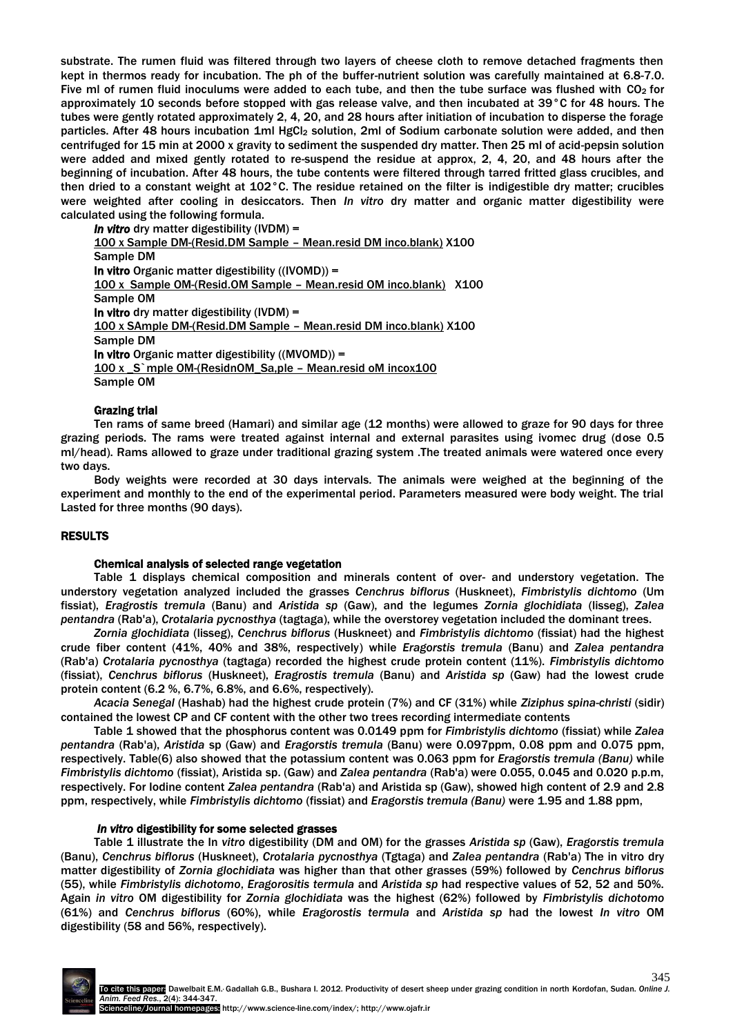substrate. The rumen fluid was filtered through two layers of cheese cloth to remove detached fragments then kept in thermos ready for incubation. The ph of the buffer-nutrient solution was carefully maintained at 6.8-7.0. Five ml of rumen fluid inoculums were added to each tube, and then the tube surface was flushed with $CO_2$ for approximately 10 seconds before stopped with gas release valve, and then incubated at 39°C for 48 hours. The tubes were gently rotated approximately 2, 4, 20, and 28 hours after initiation of incubation to disperse the forage particles. After 48 hours incubation 1ml $HgCl_2$ solution, 2ml of Sodium carbonate solution were added, and then centrifuged for 15 min at 2000 x gravity to sediment the suspended dry matter. Then 25 ml of acid-pepsin solution were added and mixed gently rotated to re-suspend the residue at approx, 2, 4, 20, and 48 hours after the beginning of incubation. After 48 hours, the tube contents were filtered through tarred fritted glass crucibles, and then dried to a constant weight at 102°C. The residue retained on the filter is indigestible dry matter; crucibles were weighted after cooling in desiccators. Then *In vitro* dry matter and organic matter digestibility were calculated using the following formula.

***In vitro*** dry matter digestibility (IVDM) =
100 x Sample DM-(Resid.DM Sample – Mean.resid DM inco.blank) X100
Sample DM

**In vitro** Organic matter digestibility ((IVOMD)) =
100 x Sample OM-(Resid.OM Sample – Mean.resid OM inco.blank) X100
Sample OM

**In vitro** dry matter digestibility (IVDM) =
100 x SAmple DM-(Resid.DM Sample – Mean.resid DM inco.blank) X100
Sample DM

**In vitro** Organic matter digestibility ((MVOMD)) =
100 x _S`mple OM-(ResidnOM_Sa,ple – Mean.resid oM incox100
Sample OM

### Grazing trial

Ten rams of same breed (Hamari) and similar age (12 months) were allowed to graze for 90 days for three grazing periods. The rams were treated against internal and external parasites using ivomec drug (dose 0.5 ml/head). Rams allowed to graze under traditional grazing system .The treated animals were watered once every two days.

Body weights were recorded at 30 days intervals. The animals were weighed at the beginning of the experiment and monthly to the end of the experimental period. Parameters measured were body weight. The trial Lasted for three months (90 days).

## RESULTS

### Chemical analysis of selected range vegetation

Table 1 displays chemical composition and minerals content of over- and understory vegetation. The understory vegetation analyzed included the grasses *Cenchrus biflorus* (Huskneet), *Fimbristylis dichtomo* (Um fissiat), *Eragrostis tremula* (Banu) and *Aristida sp* (Gaw), and the legumes *Zornia glochidiata* (lisseg), *Zalea pentandra* (Rab'a), *Crotalaria pycnosthya* (tagtaga), while the overstorey vegetation included the dominant trees.

*Zornia glochidiata* (lisseg), *Cenchrus biflorus* (Huskneet) and *Fimbristylis dichtomo* (fissiat) had the highest crude fiber content (41%, 40% and 38%, respectively) while *Eragorstis tremula* (Banu) and *Zalea pentandra* (Rab'a) *Crotalaria pycnosthya* (tagtaga) recorded the highest crude protein content (11%). *Fimbristylis dichtomo* (fissiat), *Cenchrus biflorus* (Huskneet), *Eragrostis tremula* (Banu) and *Aristida sp* (Gaw) had the lowest crude protein content (6.2 %, 6.7%, 6.8%, and 6.6%, respectively).

*Acacia Senegal* (Hashab) had the highest crude protein (7%) and CF (31%) while *Ziziphus spina-christi* (sidir) contained the lowest CP and CF content with the other two trees recording intermediate contents

Table 1 showed that the phosphorus content was 0.0149 ppm for *Fimbristylis dichtomo* (fissiat) while *Zalea pentandra* (Rab'a), *Aristida* sp (Gaw) and *Eragorstis tremula* (Banu) were 0.097ppm, 0.08 ppm and 0.075 ppm, respectively. Table(6) also showed that the potassium content was 0.063 ppm for *Eragorstis tremula (Banu)* while *Fimbristylis dichtomo* (fissiat), Aristida sp. (Gaw) and *Zalea pentandra* (Rab'a) were 0.055, 0.045 and 0.020 p.p.m, respectively. For Iodine content *Zalea pentandra* (Rab'a) and Aristida sp (Gaw), showed high content of 2.9 and 2.8 ppm, respectively, while *Fimbristylis dichtomo* (fissiat) and *Eragorstis tremula (Banu)* were 1.95 and 1.88 ppm,

### *In vitro* digestibility for some selected grasses

Table 1 illustrate the In *vitro* digestibility (DM and OM) for the grasses *Aristida sp* (Gaw), *Eragorstis tremula* (Banu), *Cenchrus biflorus* (Huskneet), *Crotalaria pycnosthya* (Tgtaga) and *Zalea pentandra* (Rab'a) The in vitro dry matter digestibility of *Zornia glochidiata* was higher than that other grasses (59%) followed by *Cenchrus biflorus* (55), while *Fimbristylis dichotomo*, *Eragorositis termula* and *Aristida sp* had respective values of 52, 52 and 50%. Again *in vitro* OM digestibility for *Zornia glochidiata* was the highest (62%) followed by *Fimbristylis dichotomo* (61%) and *Cenchrus biflorus* (60%), while *Eragorostis termula* and *Aristida sp* had the lowest *In vitro* OM digestibility (58 and 56%, respectively).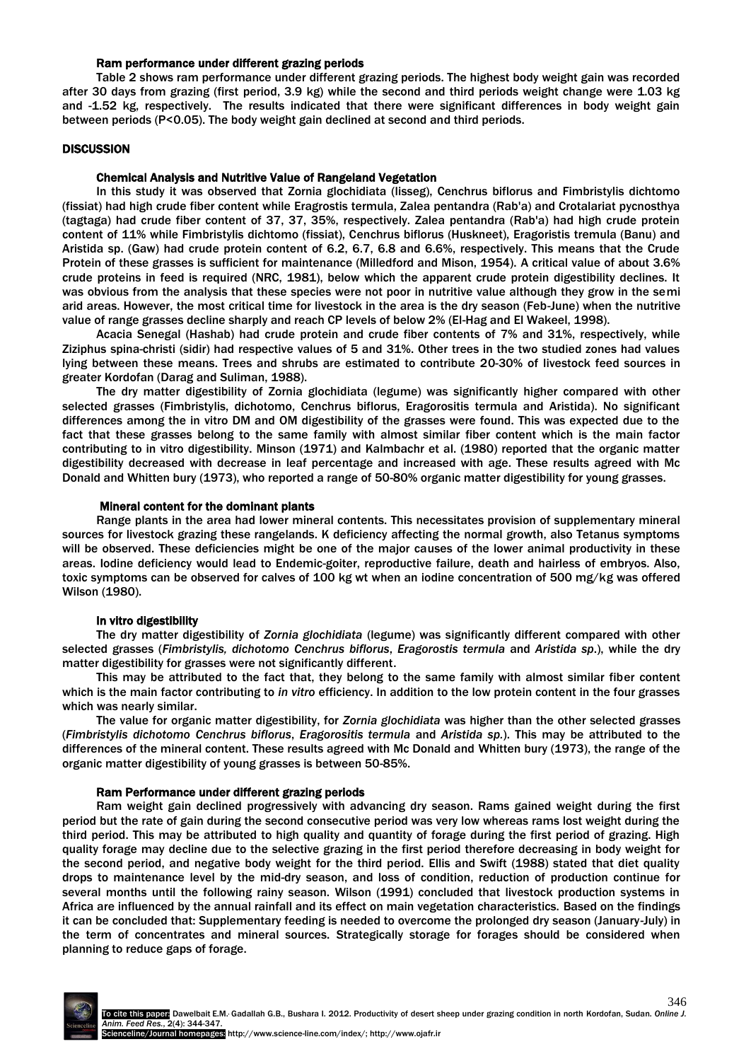### Ram performance under different grazing periods

Table 2 shows ram performance under different grazing periods. The highest body weight gain was recorded after 30 days from grazing (first period, 3.9 kg) while the second and third periods weight change were 1.03 kg and -1.52 kg, respectively. The results indicated that there were significant differences in body weight gain between periods (P<0.05). The body weight gain declined at second and third periods.

## DISCUSSION

### Chemical Analysis and Nutritive Value of Rangeland Vegetation

In this study it was observed that Zornia glochidiata (lisseg), Cenchrus biflorus and Fimbristylis dichtomo (fissiat) had high crude fiber content while Eragrostis termula, Zalea pentandra (Rab'a) and Crotalariat pycnosthya (tagtaga) had crude fiber content of 37, 37, 35%, respectively. Zalea pentandra (Rab'a) had high crude protein content of 11% while Fimbristylis dichtomo (fissiat), Cenchrus biflorus (Huskneet), Eragoristis tremula (Banu) and Aristida sp. (Gaw) had crude protein content of 6.2, 6.7, 6.8 and 6.6%, respectively. This means that the Crude Protein of these grasses is sufficient for maintenance (Milledford and Mison, 1954). A critical value of about 3.6% crude proteins in feed is required (NRC, 1981), below which the apparent crude protein digestibility declines. It was obvious from the analysis that these species were not poor in nutritive value although they grow in the semi arid areas. However, the most critical time for livestock in the area is the dry season (Feb-June) when the nutritive value of range grasses decline sharply and reach CP levels of below 2% (El-Hag and El Wakeel, 1998).

Acacia Senegal (Hashab) had crude protein and crude fiber contents of 7% and 31%, respectively, while Ziziphus spina-christi (sidir) had respective values of 5 and 31%. Other trees in the two studied zones had values lying between these means. Trees and shrubs are estimated to contribute 20-30% of livestock feed sources in greater Kordofan (Darag and Suliman, 1988).

The dry matter digestibility of Zornia glochidiata (legume) was significantly higher compared with other selected grasses (Fimbristylis, dichotomo, Cenchrus biflorus, Eragorositis termula and Aristida). No significant differences among the in vitro DM and OM digestibility of the grasses were found. This was expected due to the fact that these grasses belong to the same family with almost similar fiber content which is the main factor contributing to in vitro digestibility. Minson (1971) and Kalmbachr et al. (1980) reported that the organic matter digestibility decreased with decrease in leaf percentage and increased with age. These results agreed with Mc Donald and Whitten bury (1973), who reported a range of 50-80% organic matter digestibility for young grasses.

### Mineral content for the dominant plants

Range plants in the area had lower mineral contents. This necessitates provision of supplementary mineral sources for livestock grazing these rangelands. K deficiency affecting the normal growth, also Tetanus symptoms will be observed. These deficiencies might be one of the major causes of the lower animal productivity in these areas. Iodine deficiency would lead to Endemic-goiter, reproductive failure, death and hairless of embryos. Also, toxic symptoms can be observed for calves of 100 kg wt when an iodine concentration of 500 mg/kg was offered Wilson (1980).

### In vitro digestibility

The dry matter digestibility of *Zornia glochidiata* (legume) was significantly different compared with other selected grasses (*Fimbristylis, dichotomo Cenchrus biflorus*, *Eragorostis termula* and *Aristida sp*.), while the dry matter digestibility for grasses were not significantly different.

This may be attributed to the fact that, they belong to the same family with almost similar fiber content which is the main factor contributing to *in vitro* efficiency. In addition to the low protein content in the four grasses which was nearly similar.

The value for organic matter digestibility, for *Zornia glochidiata* was higher than the other selected grasses (*Fimbristylis dichotomo Cenchrus biflorus*, *Eragorositis termula* and *Aristida sp.*). This may be attributed to the differences of the mineral content. These results agreed with Mc Donald and Whitten bury (1973), the range of the organic matter digestibility of young grasses is between 50-85%.

### Ram Performance under different grazing periods

Ram weight gain declined progressively with advancing dry season. Rams gained weight during the first period but the rate of gain during the second consecutive period was very low whereas rams lost weight during the third period. This may be attributed to high quality and quantity of forage during the first period of grazing. High quality forage may decline due to the selective grazing in the first period therefore decreasing in body weight for the second period, and negative body weight for the third period. Ellis and Swift (1988) stated that diet quality drops to maintenance level by the mid-dry season, and loss of condition, reduction of production continue for several months until the following rainy season. Wilson (1991) concluded that livestock production systems in Africa are influenced by the annual rainfall and its effect on main vegetation characteristics. Based on the findings it can be concluded that: Supplementary feeding is needed to overcome the prolonged dry season (January-July) in the term of concentrates and mineral sources. Strategically storage for forages should be considered when planning to reduce gaps of forage.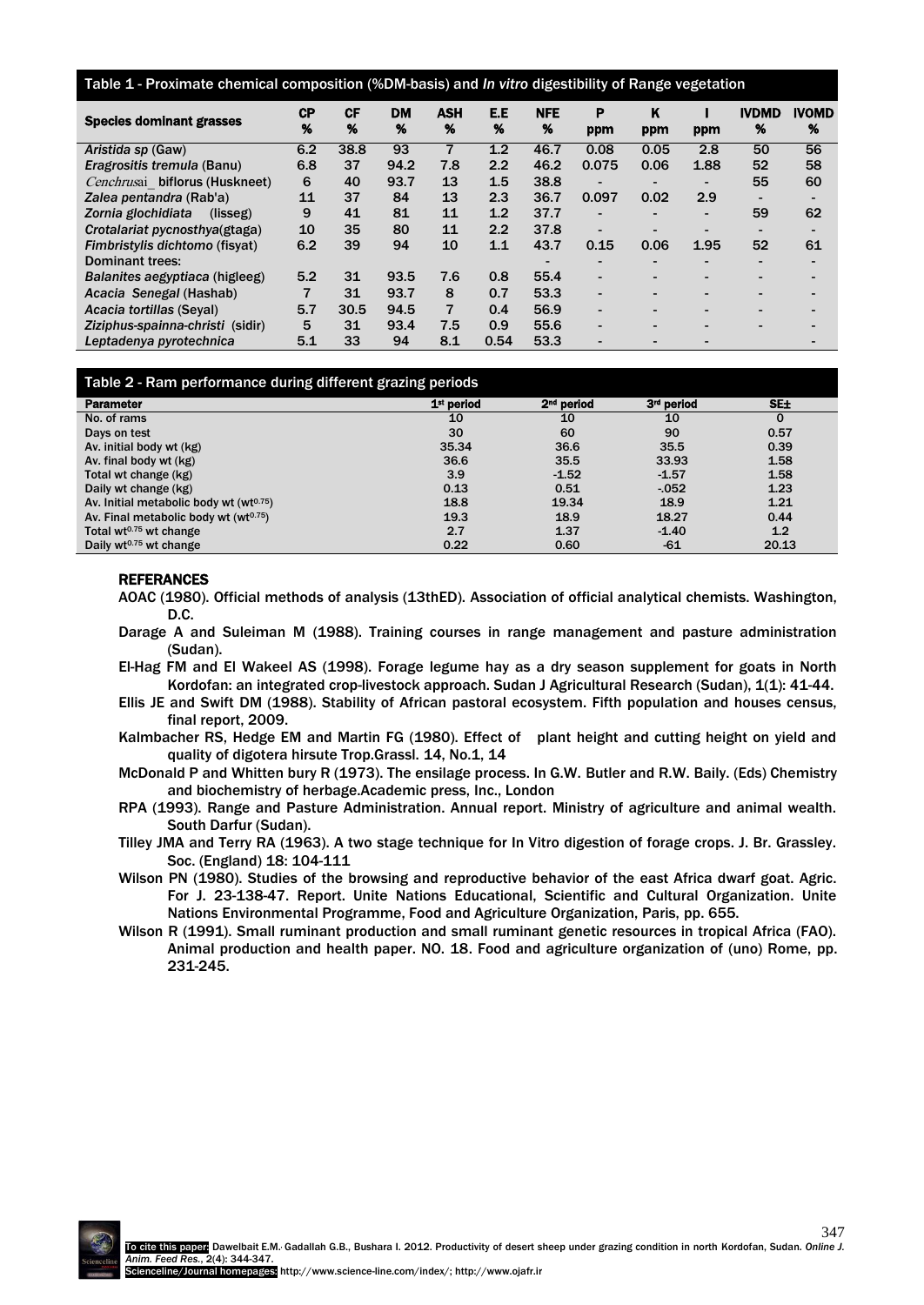Table 1 - Proximate chemical composition (%DM-basis) and *In vitro* digestibility of Range vegetation

| Species dominant grasses | CP % | CF % | DM % | ASH % | E.E % | NFE % | P ppm | K ppm | I ppm | IVDMD % | IVOMD % |
|---|---|---|---|---|---|---|---|---|---|---|---|
| *Aristida sp* (Gaw) | 6.2 | 38.8 | 93 | 7 | 1.2 | 46.7 | 0.08 | 0.05 | 2.8 | 50 | 56 |
| *Eragrositis tremula* (Banu) | 6.8 | 37 | 94.2 | 7.8 | 2.2 | 46.2 | 0.075 | 0.06 | 1.88 | 52 | 58 |
| *Cenchrusai_* biflorus (Huskneet) | 6 | 40 | 93.7 | 13 | 1.5 | 38.8 | - | - | - | 55 | 60 |
| *Zalea pentandra* (Rab'a) | 11 | 37 | 84 | 13 | 2.3 | 36.7 | 0.097 | 0.02 | 2.9 | - | - |
| *Zornia glochidiata* (lisseg) | 9 | 41 | 81 | 11 | 1.2 | 37.7 | - | - | - | 59 | 62 |
| *Crotalariat pycnosthya*(gtaga) | 10 | 35 | 80 | 11 | 2.2 | 37.8 | - | - | - | - | - |
| *Fimbristylis dichtomo* (fisyat) | 6.2 | 39 | 94 | 10 | 1.1 | 43.7 | 0.15 | 0.06 | 1.95 | 52 | 61 |
| Dominant trees: | | | | | | - | - | - | - | - | - |
| *Balanites aegyptiaca* (higleeg) | 5.2 | 31 | 93.5 | 7.6 | 0.8 | 55.4 | - | - | - | - | - |
| *Acacia Senegal* (Hashab) | 7 | 31 | 93.7 | 8 | 0.7 | 53.3 | - | - | - | - | - |
| *Acacia tortillas* (Seyal) | 5.7 | 30.5 | 94.5 | 7 | 0.4 | 56.9 | - | - | - | - | - |
| *Ziziphus-spainna-christi* (sidir) | 5 | 31 | 93.4 | 7.5 | 0.9 | 55.6 | - | - | - | - | - |
| *Leptadenya pyrotechnica* | 5.1 | 33 | 94 | 8.1 | 0.54 | 53.3 | - | - | - | | - |

Table 2 - Ram performance during different grazing periods

| Parameter | 1st period | 2nd period | 3rd period | SE± |
|---|---|---|---|---|
| No. of rams | 10 | 10 | 10 | 0 |
| Days on test | 30 | 60 | 90 | 0.57 |
| Av. initial body wt (kg) | 35.34 | 36.6 | 35.5 | 0.39 |
| Av. final body wt (kg) | 36.6 | 35.5 | 33.93 | 1.58 |
| Total wt change (kg) | 3.9 | -1.52 | -1.57 | 1.58 |
| Daily wt change (kg) | 0.13 | 0.51 | -.052 | 1.23 |
| Av. Initial metabolic body wt ($wt^{0.75}$) | 18.8 | 19.34 | 18.9 | 1.21 |
| Av. Final metabolic body wt ($wt^{0.75}$) | 19.3 | 18.9 | 18.27 | 0.44 |
| Total $wt^{0.75}$ wt change | 2.7 | 1.37 | -1.40 | 1.2 |
| Daily $wt^{0.75}$ wt change | 0.22 | 0.60 | -61 | 20.13 |

## REFERANCES

AOAC (1980). Official methods of analysis (13thED). Association of official analytical chemists. Washington, D.C.

Darage A and Suleiman M (1988). Training courses in range management and pasture administration (Sudan).

El-Hag FM and El Wakeel AS (1998). Forage legume hay as a dry season supplement for goats in North Kordofan: an integrated crop-livestock approach. Sudan J Agricultural Research (Sudan), 1(1): 41-44.

Ellis JE and Swift DM (1988). Stability of African pastoral ecosystem. Fifth population and houses census, final report, 2009.

Kalmbacher RS, Hedge EM and Martin FG (1980). Effect of plant height and cutting height on yield and quality of digotera hirsute Trop.Grassl. 14, No.1, 14

McDonald P and Whitten bury R (1973). The ensilage process. In G.W. Butler and R.W. Baily. (Eds) Chemistry and biochemistry of herbage.Academic press, Inc., London

RPA (1993). Range and Pasture Administration. Annual report. Ministry of agriculture and animal wealth. South Darfur (Sudan).

Tilley JMA and Terry RA (1963). A two stage technique for In Vitro digestion of forage crops. J. Br. Grassley. Soc. (England) 18: 104-111

Wilson PN (1980). Studies of the browsing and reproductive behavior of the east Africa dwarf goat. Agric. For J. 23-138-47. Report. Unite Nations Educational, Scientific and Cultural Organization. Unite Nations Environmental Programme, Food and Agriculture Organization, Paris, pp. 655.

Wilson R (1991). Small ruminant production and small ruminant genetic resources in tropical Africa (FAO). Animal production and health paper. NO. 18. Food and agriculture organization of (uno) Rome, pp. 231-245.